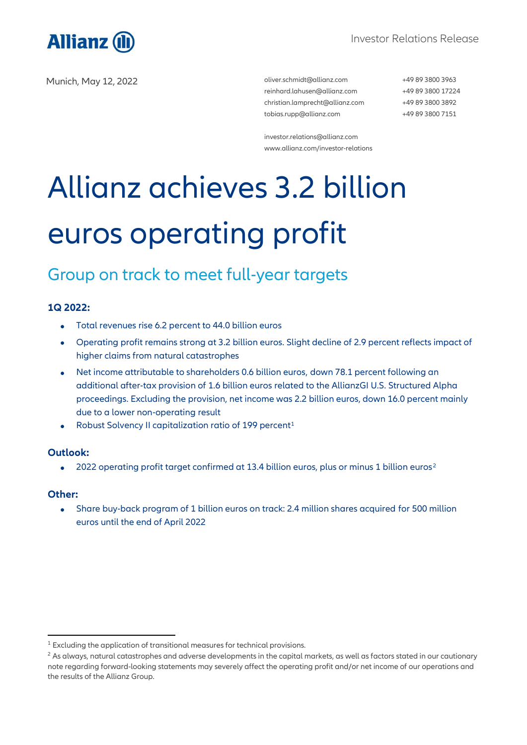Allianz

Investor Relations Release

Munich, May 12, 2022

oliver.schmidt@allianz.com +49 89 3800 3963
reinhard.lahusen@allianz.com +49 89 3800 17224
christian.lamprecht@allianz.com +49 89 3800 3892
tobias.rupp@allianz.com +49 89 3800 7151

investor.relations@allianz.com
www.allianz.com/investor-relations

# Allianz achieves 3.2 billion euros operating profit

## Group on track to meet full-year targets

### 1Q 2022:

- Total revenues rise 6.2 percent to 44.0 billion euros
- Operating profit remains strong at 3.2 billion euros. Slight decline of 2.9 percent reflects impact of higher claims from natural catastrophes
- Net income attributable to shareholders 0.6 billion euros, down 78.1 percent following an additional after-tax provision of 1.6 billion euros related to the AllianzGI U.S. Structured Alpha proceedings. Excluding the provision, net income was 2.2 billion euros, down 16.0 percent mainly due to a lower non-operating result
- Robust Solvency II capitalization ratio of 199 percent[1]

### Outlook:

- 2022 operating profit target confirmed at 13.4 billion euros, plus or minus 1 billion euros[2]

### Other:

- Share buy-back program of 1 billion euros on track: 2.4 million shares acquired for 500 million euros until the end of April 2022

---

[1] Excluding the application of transitional measures for technical provisions.

[2] As always, natural catastrophes and adverse developments in the capital markets, as well as factors stated in our cautionary note regarding forward-looking statements may severely affect the operating profit and/or net income of our operations and the results of the Allianz Group.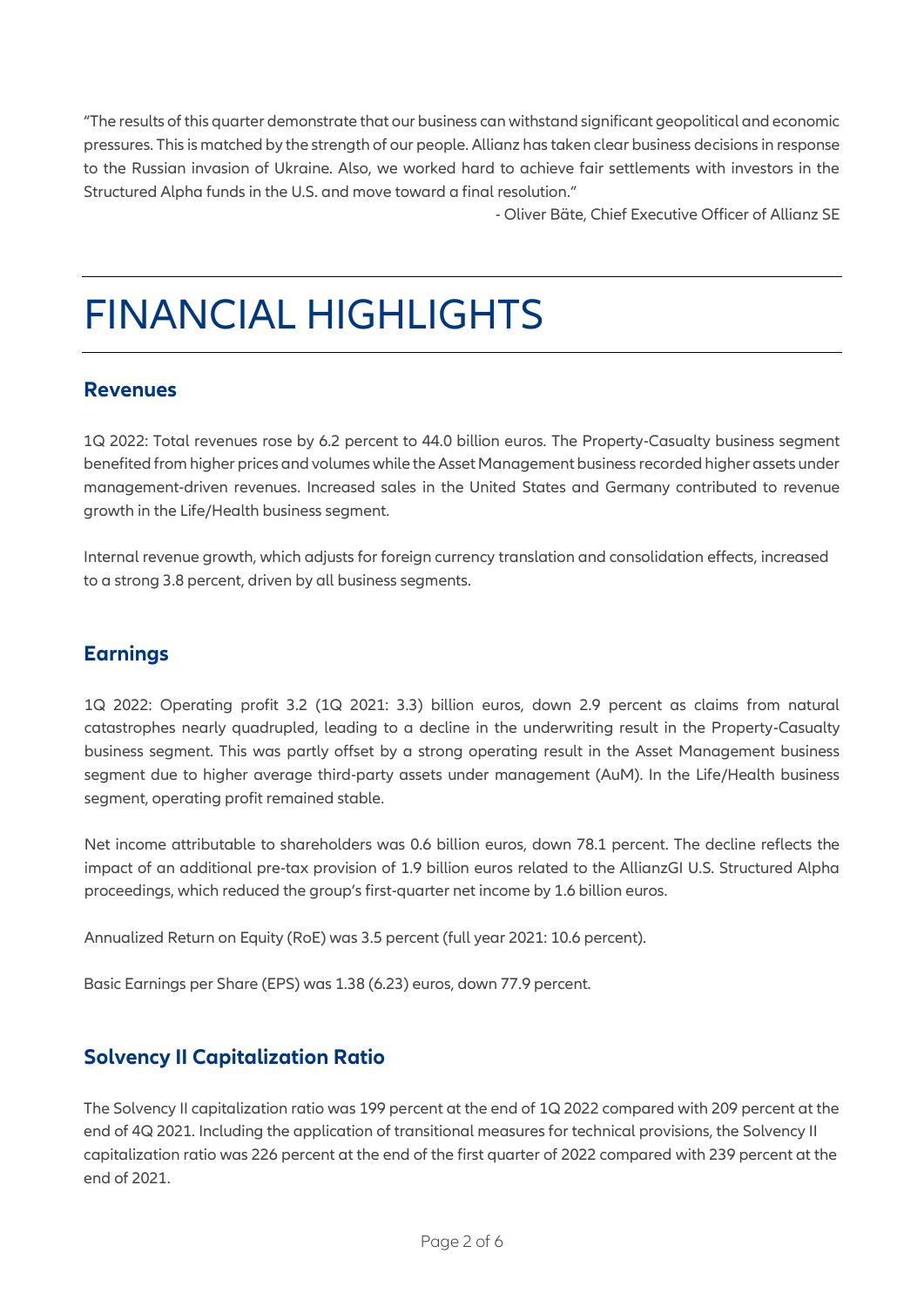"The results of this quarter demonstrate that our business can withstand significant geopolitical and economic pressures. This is matched by the strength of our people. Allianz has taken clear business decisions in response to the Russian invasion of Ukraine. Also, we worked hard to achieve fair settlements with investors in the Structured Alpha funds in the U.S. and move toward a final resolution."

- Oliver Bäte, Chief Executive Officer of Allianz SE

# FINANCIAL HIGHLIGHTS

## Revenues

1Q 2022: Total revenues rose by 6.2 percent to 44.0 billion euros. The Property-Casualty business segment benefited from higher prices and volumes while the Asset Management business recorded higher assets under management-driven revenues. Increased sales in the United States and Germany contributed to revenue growth in the Life/Health business segment.

Internal revenue growth, which adjusts for foreign currency translation and consolidation effects, increased to a strong 3.8 percent, driven by all business segments.

## Earnings

1Q 2022: Operating profit 3.2 (1Q 2021: 3.3) billion euros, down 2.9 percent as claims from natural catastrophes nearly quadrupled, leading to a decline in the underwriting result in the Property-Casualty business segment. This was partly offset by a strong operating result in the Asset Management business segment due to higher average third-party assets under management (AuM). In the Life/Health business segment, operating profit remained stable.

Net income attributable to shareholders was 0.6 billion euros, down 78.1 percent. The decline reflects the impact of an additional pre-tax provision of 1.9 billion euros related to the AllianzGI U.S. Structured Alpha proceedings, which reduced the group's first-quarter net income by 1.6 billion euros.

Annualized Return on Equity (RoE) was 3.5 percent (full year 2021: 10.6 percent).

Basic Earnings per Share (EPS) was 1.38 (6.23) euros, down 77.9 percent.

## Solvency II Capitalization Ratio

The Solvency II capitalization ratio was 199 percent at the end of 1Q 2022 compared with 209 percent at the end of 4Q 2021. Including the application of transitional measures for technical provisions, the Solvency II capitalization ratio was 226 percent at the end of the first quarter of 2022 compared with 239 percent at the end of 2021.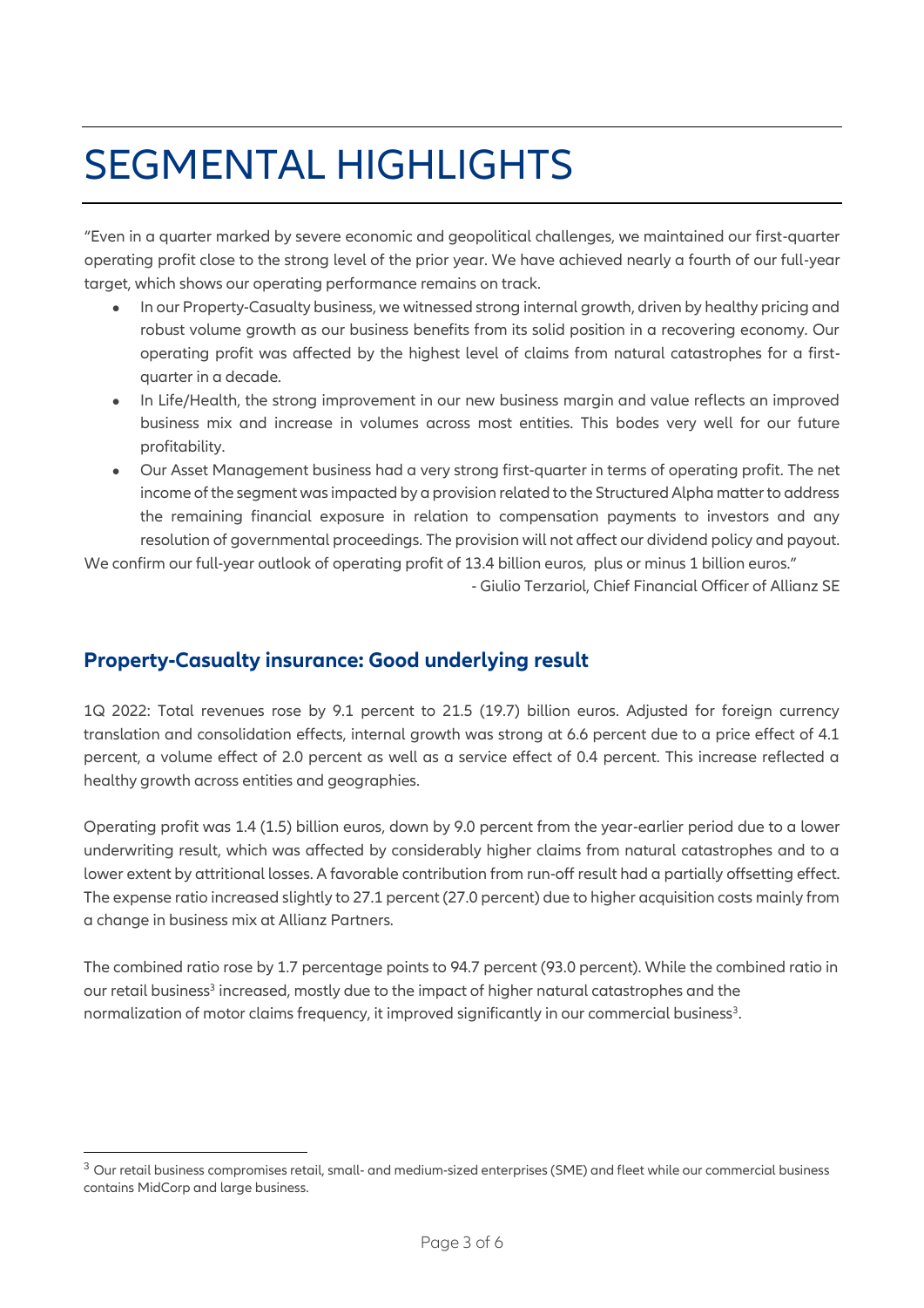# SEGMENTAL HIGHLIGHTS

"Even in a quarter marked by severe economic and geopolitical challenges, we maintained our first-quarter operating profit close to the strong level of the prior year. We have achieved nearly a fourth of our full-year target, which shows our operating performance remains on track.

- In our Property-Casualty business, we witnessed strong internal growth, driven by healthy pricing and robust volume growth as our business benefits from its solid position in a recovering economy. Our operating profit was affected by the highest level of claims from natural catastrophes for a first-quarter in a decade.
- In Life/Health, the strong improvement in our new business margin and value reflects an improved business mix and increase in volumes across most entities. This bodes very well for our future profitability.
- Our Asset Management business had a very strong first-quarter in terms of operating profit. The net income of the segment was impacted by a provision related to the Structured Alpha matter to address the remaining financial exposure in relation to compensation payments to investors and any resolution of governmental proceedings. The provision will not affect our dividend policy and payout.

We confirm our full-year outlook of operating profit of 13.4 billion euros, plus or minus 1 billion euros."

- Giulio Terzariol, Chief Financial Officer of Allianz SE

## Property-Casualty insurance: Good underlying result

1Q 2022: Total revenues rose by 9.1 percent to 21.5 (19.7) billion euros. Adjusted for foreign currency translation and consolidation effects, internal growth was strong at 6.6 percent due to a price effect of 4.1 percent, a volume effect of 2.0 percent as well as a service effect of 0.4 percent. This increase reflected a healthy growth across entities and geographies.

Operating profit was 1.4 (1.5) billion euros, down by 9.0 percent from the year-earlier period due to a lower underwriting result, which was affected by considerably higher claims from natural catastrophes and to a lower extent by attritional losses. A favorable contribution from run-off result had a partially offsetting effect. The expense ratio increased slightly to 27.1 percent (27.0 percent) due to higher acquisition costs mainly from a change in business mix at Allianz Partners.

The combined ratio rose by 1.7 percentage points to 94.7 percent (93.0 percent). While the combined ratio in our retail business[3] increased, mostly due to the impact of higher natural catastrophes and the normalization of motor claims frequency, it improved significantly in our commercial business[3].

[3] Our retail business compromises retail, small- and medium-sized enterprises (SME) and fleet while our commercial business contains MidCorp and large business.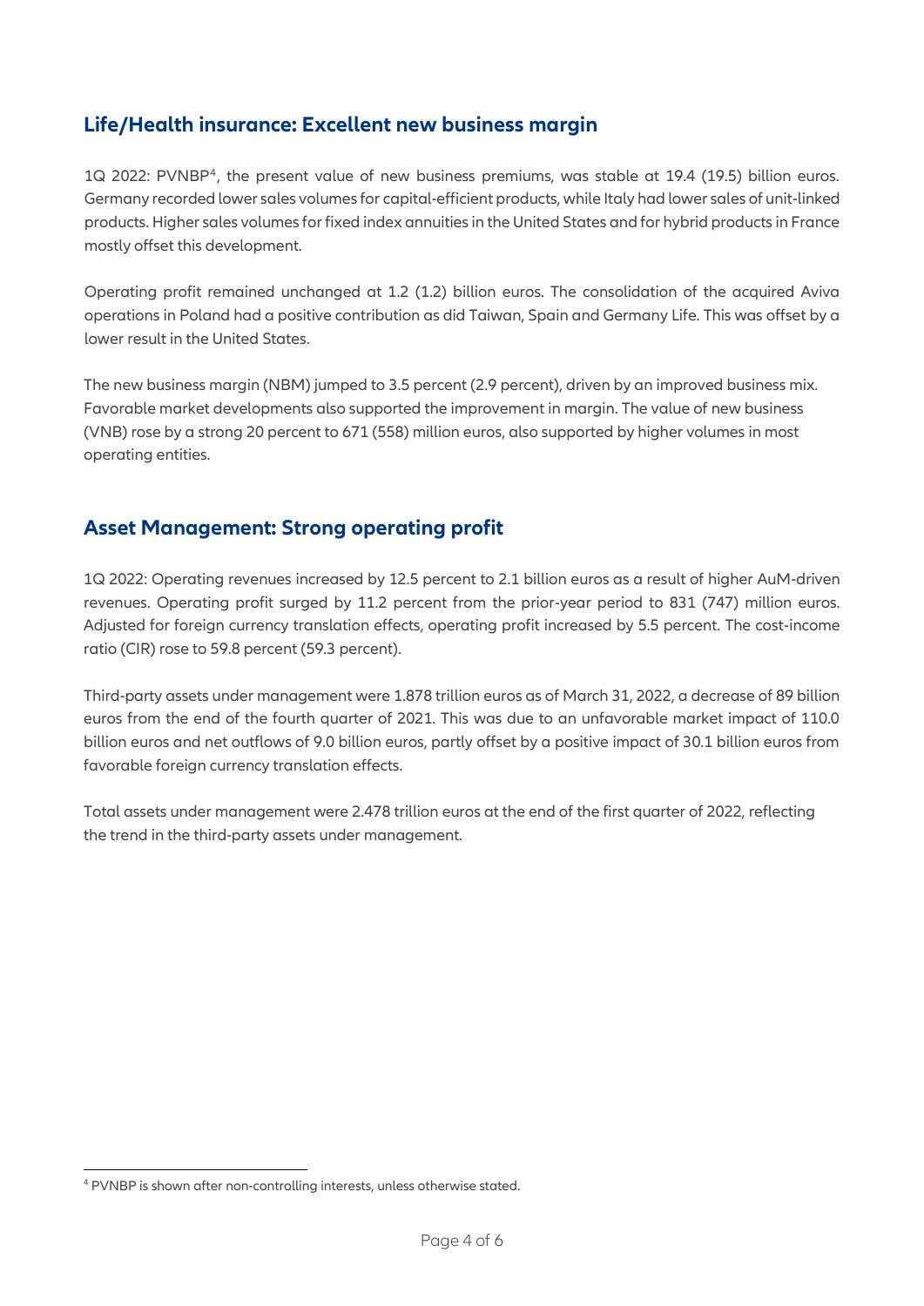## Life/Health insurance: Excellent new business margin

1Q 2022: PVNBP[4], the present value of new business premiums, was stable at 19.4 (19.5) billion euros. Germany recorded lower sales volumes for capital-efficient products, while Italy had lower sales of unit-linked products. Higher sales volumes for fixed index annuities in the United States and for hybrid products in France mostly offset this development.

Operating profit remained unchanged at 1.2 (1.2) billion euros. The consolidation of the acquired Aviva operations in Poland had a positive contribution as did Taiwan, Spain and Germany Life. This was offset by a lower result in the United States.

The new business margin (NBM) jumped to 3.5 percent (2.9 percent), driven by an improved business mix. Favorable market developments also supported the improvement in margin. The value of new business (VNB) rose by a strong 20 percent to 671 (558) million euros, also supported by higher volumes in most operating entities.

## Asset Management: Strong operating profit

1Q 2022: Operating revenues increased by 12.5 percent to 2.1 billion euros as a result of higher AuM-driven revenues. Operating profit surged by 11.2 percent from the prior-year period to 831 (747) million euros. Adjusted for foreign currency translation effects, operating profit increased by 5.5 percent. The cost-income ratio (CIR) rose to 59.8 percent (59.3 percent).

Third-party assets under management were 1.878 trillion euros as of March 31, 2022, a decrease of 89 billion euros from the end of the fourth quarter of 2021. This was due to an unfavorable market impact of 110.0 billion euros and net outflows of 9.0 billion euros, partly offset by a positive impact of 30.1 billion euros from favorable foreign currency translation effects.

Total assets under management were 2.478 trillion euros at the end of the first quarter of 2022, reflecting the trend in the third-party assets under management.

[4] PVNBP is shown after non-controlling interests, unless otherwise stated.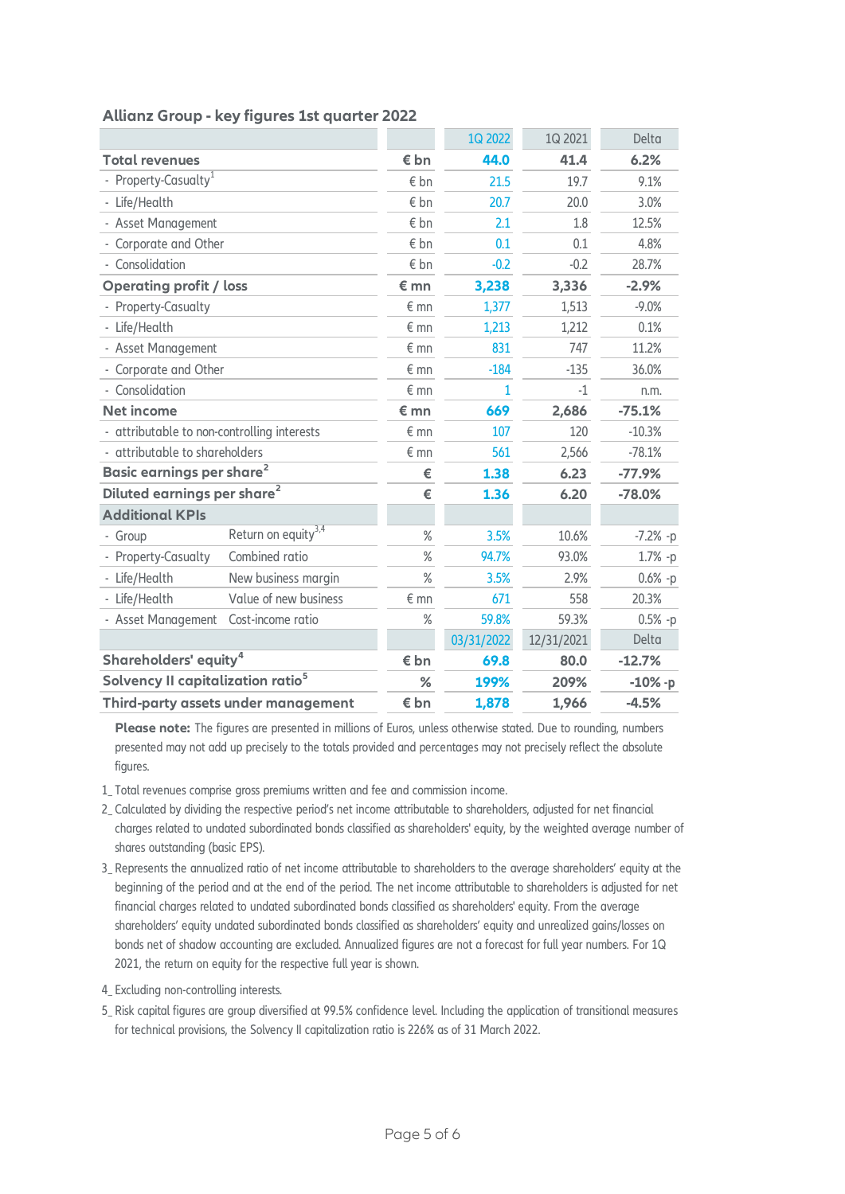## Allianz Group - key figures 1st quarter 2022

| | | | 1Q 2022 | 1Q 2021 | Delta |
|---|---|---|---|---|---|
| **Total revenues** | | **€ bn** | **44.0** | **41.4** | **6.2%** |
| - Property-Casualty[1] | | € bn | 21.5 | 19.7 | 9.1% |
| - Life/Health | | € bn | 20.7 | 20.0 | 3.0% |
| - Asset Management | | € bn | 2.1 | 1.8 | 12.5% |
| - Corporate and Other | | € bn | 0.1 | 0.1 | 4.8% |
| - Consolidation | | € bn | -0.2 | -0.2 | 28.7% |
| **Operating profit / loss** | | **€ mn** | **3,238** | **3,336** | **-2.9%** |
| - Property-Casualty | | € mn | 1,377 | 1,513 | -9.0% |
| - Life/Health | | € mn | 1,213 | 1,212 | 0.1% |
| - Asset Management | | € mn | 831 | 747 | 11.2% |
| - Corporate and Other | | € mn | -184 | -135 | 36.0% |
| - Consolidation | | € mn | 1 | -1 | n.m. |
| **Net income** | | **€ mn** | **669** | **2,686** | **-75.1%** |
| - attributable to non-controlling interests | | € mn | 107 | 120 | -10.3% |
| - attributable to shareholders | | € mn | 561 | 2,566 | -78.1% |
| **Basic earnings per share[2]** | | **€** | **1.38** | **6.23** | **-77.9%** |
| **Diluted earnings per share[2]** | | **€** | **1.36** | **6.20** | **-78.0%** |
| **Additional KPIs** | | | | | |
| - Group | Return on equity[3,4] | % | 3.5% | 10.6% | -7.2% -p |
| - Property-Casualty | Combined ratio | % | 94.7% | 93.0% | 1.7% -p |
| - Life/Health | New business margin | % | 3.5% | 2.9% | 0.6% -p |
| - Life/Health | Value of new business | € mn | 671 | 558 | 20.3% |
| - Asset Management | Cost-income ratio | % | 59.8% | 59.3% | 0.5% -p |
| | | | 03/31/2022 | 12/31/2021 | Delta |
| **Shareholders' equity[4]** | | **€ bn** | **69.8** | **80.0** | **-12.7%** |
| **Solvency II capitalization ratio[5]** | | **%** | **199%** | **209%** | **-10% -p** |
| **Third-party assets under management** | | **€ bn** | **1,878** | **1,966** | **-4.5%** |

**Please note:** The figures are presented in millions of Euros, unless otherwise stated. Due to rounding, numbers presented may not add up precisely to the totals provided and percentages may not precisely reflect the absolute figures.

1_ Total revenues comprise gross premiums written and fee and commission income.

2_ Calculated by dividing the respective period's net income attributable to shareholders, adjusted for net financial charges related to undated subordinated bonds classified as shareholders' equity, by the weighted average number of shares outstanding (basic EPS).

3_ Represents the annualized ratio of net income attributable to shareholders to the average shareholders' equity at the beginning of the period and at the end of the period. The net income attributable to shareholders is adjusted for net financial charges related to undated subordinated bonds classified as shareholders' equity. From the average shareholders' equity undated subordinated bonds classified as shareholders' equity and unrealized gains/losses on bonds net of shadow accounting are excluded. Annualized figures are not a forecast for full year numbers. For 1Q 2021, the return on equity for the respective full year is shown.

4_ Excluding non-controlling interests.

5_ Risk capital figures are group diversified at 99.5% confidence level. Including the application of transitional measures for technical provisions, the Solvency II capitalization ratio is 226% as of 31 March 2022.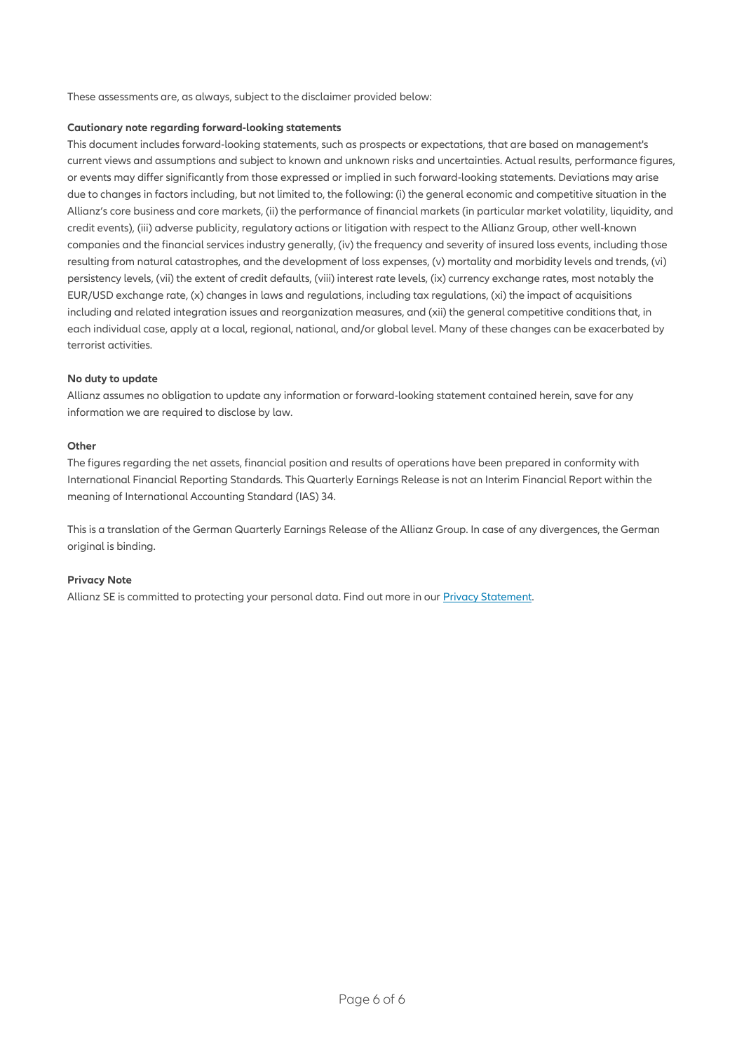These assessments are, as always, subject to the disclaimer provided below:

**Cautionary note regarding forward-looking statements**

This document includes forward-looking statements, such as prospects or expectations, that are based on management's current views and assumptions and subject to known and unknown risks and uncertainties. Actual results, performance figures, or events may differ significantly from those expressed or implied in such forward-looking statements. Deviations may arise due to changes in factors including, but not limited to, the following: (i) the general economic and competitive situation in the Allianz's core business and core markets, (ii) the performance of financial markets (in particular market volatility, liquidity, and credit events), (iii) adverse publicity, regulatory actions or litigation with respect to the Allianz Group, other well-known companies and the financial services industry generally, (iv) the frequency and severity of insured loss events, including those resulting from natural catastrophes, and the development of loss expenses, (v) mortality and morbidity levels and trends, (vi) persistency levels, (vii) the extent of credit defaults, (viii) interest rate levels, (ix) currency exchange rates, most notably the EUR/USD exchange rate, (x) changes in laws and regulations, including tax regulations, (xi) the impact of acquisitions including and related integration issues and reorganization measures, and (xii) the general competitive conditions that, in each individual case, apply at a local, regional, national, and/or global level. Many of these changes can be exacerbated by terrorist activities.

**No duty to update**

Allianz assumes no obligation to update any information or forward-looking statement contained herein, save for any information we are required to disclose by law.

**Other**

The figures regarding the net assets, financial position and results of operations have been prepared in conformity with International Financial Reporting Standards. This Quarterly Earnings Release is not an Interim Financial Report within the meaning of International Accounting Standard (IAS) 34.

This is a translation of the German Quarterly Earnings Release of the Allianz Group. In case of any divergences, the German original is binding.

**Privacy Note**

Allianz SE is committed to protecting your personal data. Find out more in our Privacy Statement.